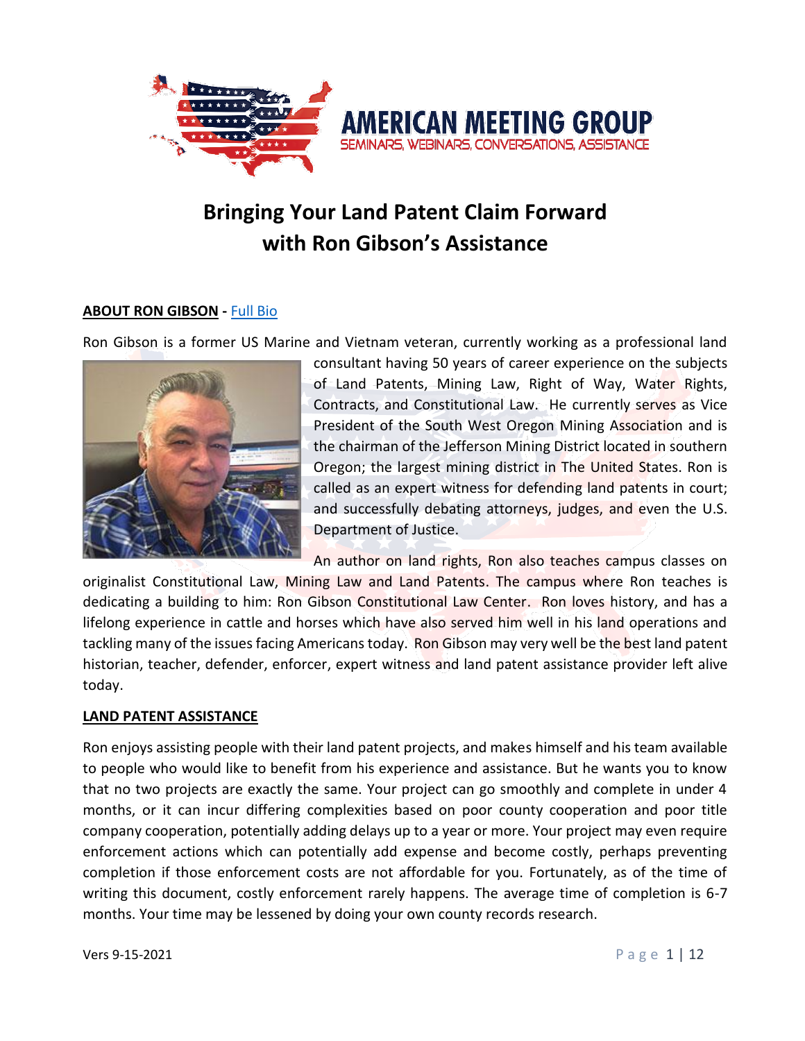# AMERICAN MEETING GROUP

SEMINARS, WEBINARS, CONVERSATIONS, ASSISTANCE

# Bringing Your Land Patent Claim Forward with Ron Gibson's Assistance

**ABOUT RON GIBSON** - Full Bio

Ron Gibson is a former US Marine and Vietnam veteran, currently working as a professional land consultant having 50 years of career experience on the subjects of Land Patents, Mining Law, Right of Way, Water Rights, Contracts, and Constitutional Law. He currently serves as Vice President of the South West Oregon Mining Association and is the chairman of the Jefferson Mining District located in southern Oregon; the largest mining district in The United States. Ron is called as an expert witness for defending land patents in court; and successfully debating attorneys, judges, and even the U.S. Department of Justice.

An author on land rights, Ron also teaches campus classes on originalist Constitutional Law, Mining Law and Land Patents. The campus where Ron teaches is dedicating a building to him: Ron Gibson Constitutional Law Center. Ron loves history, and has a lifelong experience in cattle and horses which have also served him well in his land operations and tackling many of the issues facing Americans today. Ron Gibson may very well be the best land patent historian, teacher, defender, enforcer, expert witness and land patent assistance provider left alive today.

**LAND PATENT ASSISTANCE**

Ron enjoys assisting people with their land patent projects, and makes himself and his team available to people who would like to benefit from his experience and assistance. But he wants you to know that no two projects are exactly the same. Your project can go smoothly and complete in under 4 months, or it can incur differing complexities based on poor county cooperation and poor title company cooperation, potentially adding delays up to a year or more. Your project may even require enforcement actions which can potentially add expense and become costly, perhaps preventing completion if those enforcement costs are not affordable for you. Fortunately, as of the time of writing this document, costly enforcement rarely happens. The average time of completion is 6-7 months. Your time may be lessened by doing your own county records research.

Vers 9-15-2021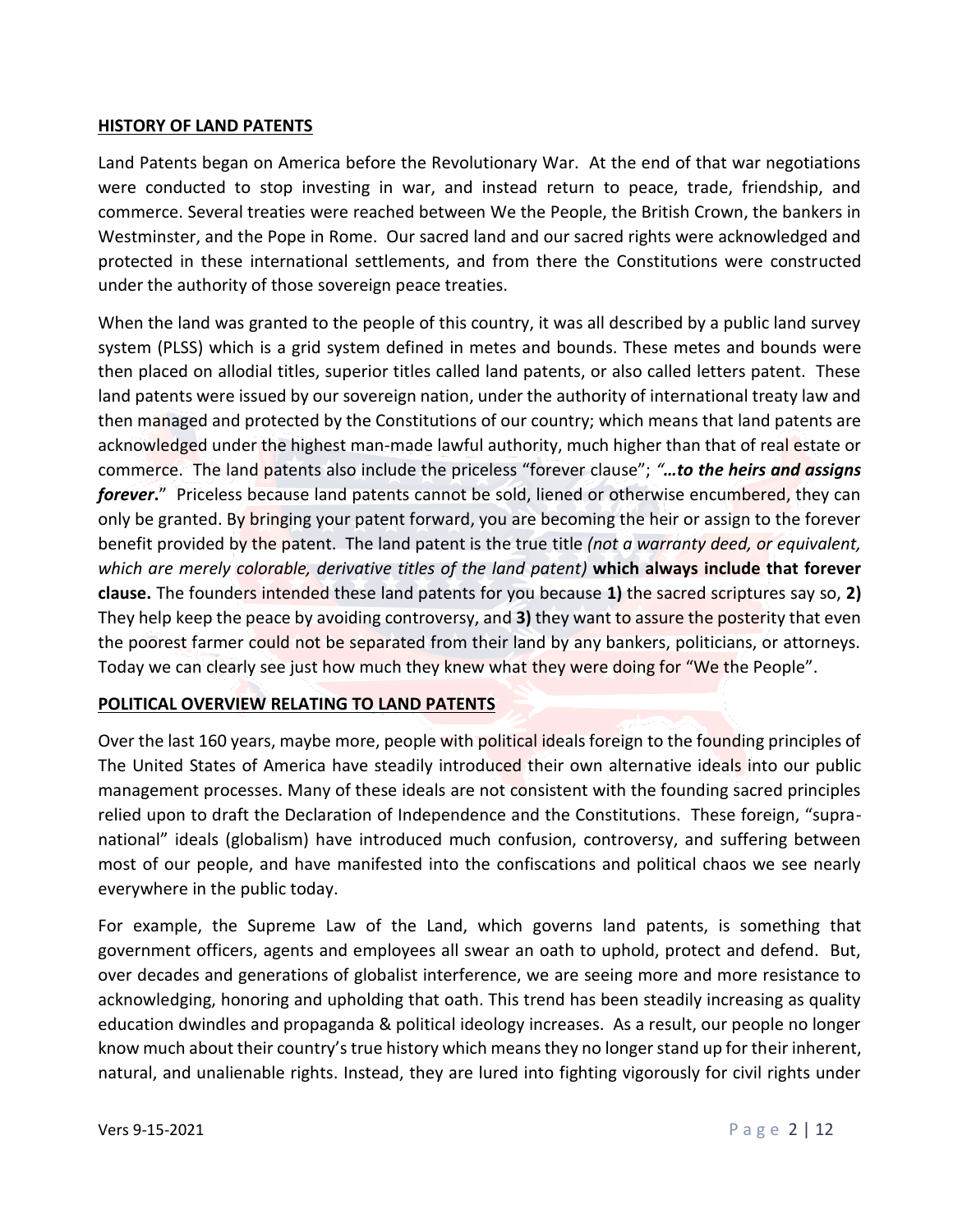**HISTORY OF LAND PATENTS**

Land Patents began on America before the Revolutionary War. At the end of that war negotiations were conducted to stop investing in war, and instead return to peace, trade, friendship, and commerce. Several treaties were reached between We the People, the British Crown, the bankers in Westminster, and the Pope in Rome. Our sacred land and our sacred rights were acknowledged and protected in these international settlements, and from there the Constitutions were constructed under the authority of those sovereign peace treaties.

When the land was granted to the people of this country, it was all described by a public land survey system (PLSS) which is a grid system defined in metes and bounds. These metes and bounds were then placed on allodial titles, superior titles called land patents, or also called letters patent. These land patents were issued by our sovereign nation, under the authority of international treaty law and then managed and protected by the Constitutions of our country; which means that land patents are acknowledged under the highest man-made lawful authority, much higher than that of real estate or commerce. The land patents also include the priceless "forever clause"; ***"…to the heirs and assigns forever***." Priceless because land patents cannot be sold, liened or otherwise encumbered, they can only be granted. By bringing your patent forward, you are becoming the heir or assign to the forever benefit provided by the patent. The land patent is the true title *(not a warranty deed, or equivalent, which are merely colorable, derivative titles of the land patent)* **which always include that forever clause.** The founders intended these land patents for you because **1)** the sacred scriptures say so, **2)** They help keep the peace by avoiding controversy, and **3)** they want to assure the posterity that even the poorest farmer could not be separated from their land by any bankers, politicians, or attorneys. Today we can clearly see just how much they knew what they were doing for "We the People".

**POLITICAL OVERVIEW RELATING TO LAND PATENTS**

Over the last 160 years, maybe more, people with political ideals foreign to the founding principles of The United States of America have steadily introduced their own alternative ideals into our public management processes. Many of these ideals are not consistent with the founding sacred principles relied upon to draft the Declaration of Independence and the Constitutions. These foreign, "supra-national" ideals (globalism) have introduced much confusion, controversy, and suffering between most of our people, and have manifested into the confiscations and political chaos we see nearly everywhere in the public today.

For example, the Supreme Law of the Land, which governs land patents, is something that government officers, agents and employees all swear an oath to uphold, protect and defend. But, over decades and generations of globalist interference, we are seeing more and more resistance to acknowledging, honoring and upholding that oath. This trend has been steadily increasing as quality education dwindles and propaganda & political ideology increases. As a result, our people no longer know much about their country's true history which means they no longer stand up for their inherent, natural, and unalienable rights. Instead, they are lured into fighting vigorously for civil rights under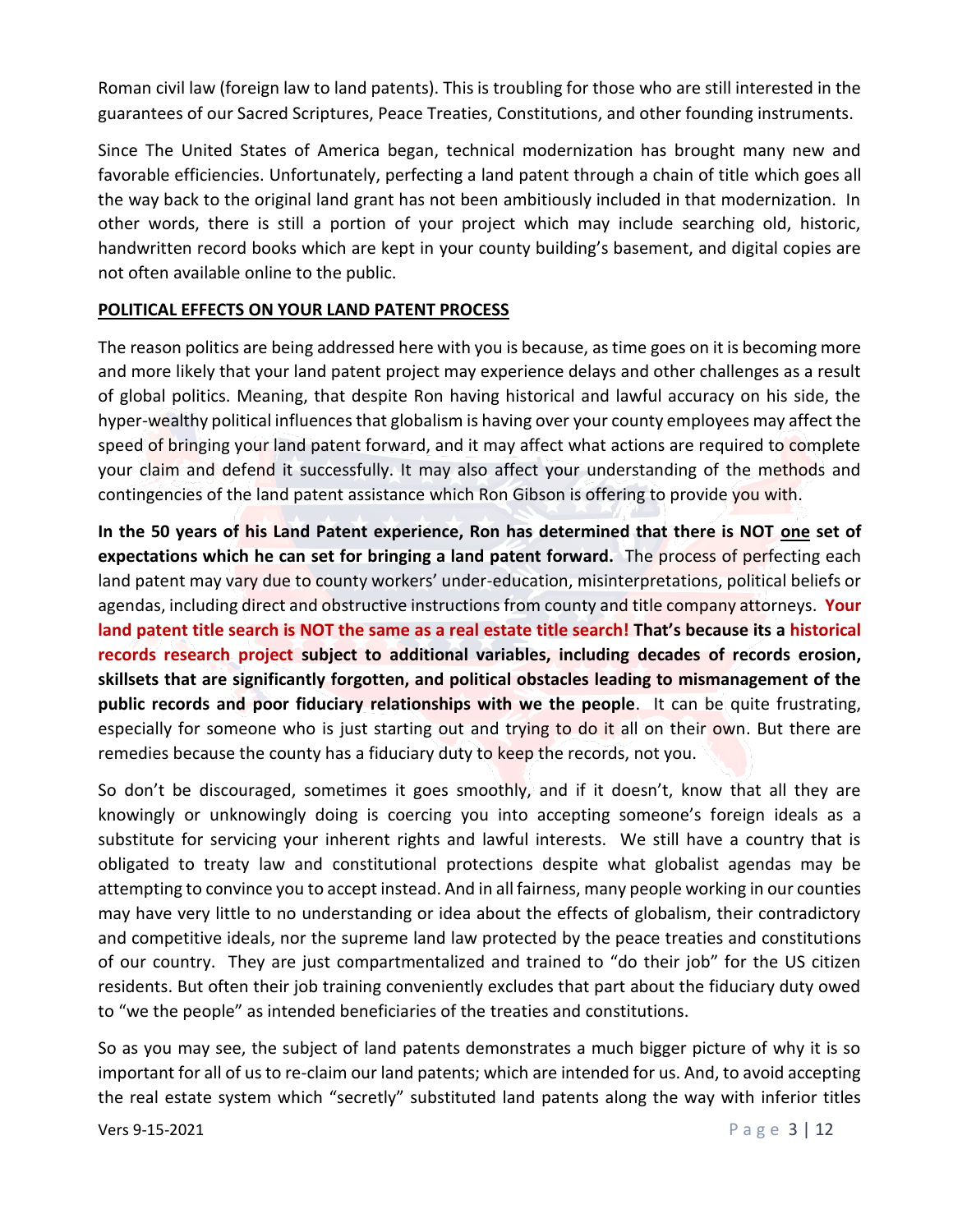Roman civil law (foreign law to land patents). This is troubling for those who are still interested in the guarantees of our Sacred Scriptures, Peace Treaties, Constitutions, and other founding instruments.

Since The United States of America began, technical modernization has brought many new and favorable efficiencies. Unfortunately, perfecting a land patent through a chain of title which goes all the way back to the original land grant has not been ambitiously included in that modernization. In other words, there is still a portion of your project which may include searching old, historic, handwritten record books which are kept in your county building's basement, and digital copies are not often available online to the public.

**POLITICAL EFFECTS ON YOUR LAND PATENT PROCESS**

The reason politics are being addressed here with you is because, as time goes on it is becoming more and more likely that your land patent project may experience delays and other challenges as a result of global politics. Meaning, that despite Ron having historical and lawful accuracy on his side, the hyper-wealthy political influences that globalism is having over your county employees may affect the speed of bringing your land patent forward, and it may affect what actions are required to complete your claim and defend it successfully. It may also affect your understanding of the methods and contingencies of the land patent assistance which Ron Gibson is offering to provide you with.

**In the 50 years of his Land Patent experience, Ron has determined that there is NOT one set of expectations which he can set for bringing a land patent forward.** The process of perfecting each land patent may vary due to county workers' under-education, misinterpretations, political beliefs or agendas, including direct and obstructive instructions from county and title company attorneys. **Your land patent title search is NOT the same as a real estate title search! That's because its a historical records research project subject to additional variables, including decades of records erosion, skillsets that are significantly forgotten, and political obstacles leading to mismanagement of the public records and poor fiduciary relationships with we the people**. It can be quite frustrating, especially for someone who is just starting out and trying to do it all on their own. But there are remedies because the county has a fiduciary duty to keep the records, not you.

So don't be discouraged, sometimes it goes smoothly, and if it doesn't, know that all they are knowingly or unknowingly doing is coercing you into accepting someone's foreign ideals as a substitute for servicing your inherent rights and lawful interests. We still have a country that is obligated to treaty law and constitutional protections despite what globalist agendas may be attempting to convince you to accept instead. And in all fairness, many people working in our counties may have very little to no understanding or idea about the effects of globalism, their contradictory and competitive ideals, nor the supreme land law protected by the peace treaties and constitutions of our country. They are just compartmentalized and trained to "do their job" for the US citizen residents. But often their job training conveniently excludes that part about the fiduciary duty owed to "we the people" as intended beneficiaries of the treaties and constitutions.

So as you may see, the subject of land patents demonstrates a much bigger picture of why it is so important for all of us to re-claim our land patents; which are intended for us. And, to avoid accepting the real estate system which "secretly" substituted land patents along the way with inferior titles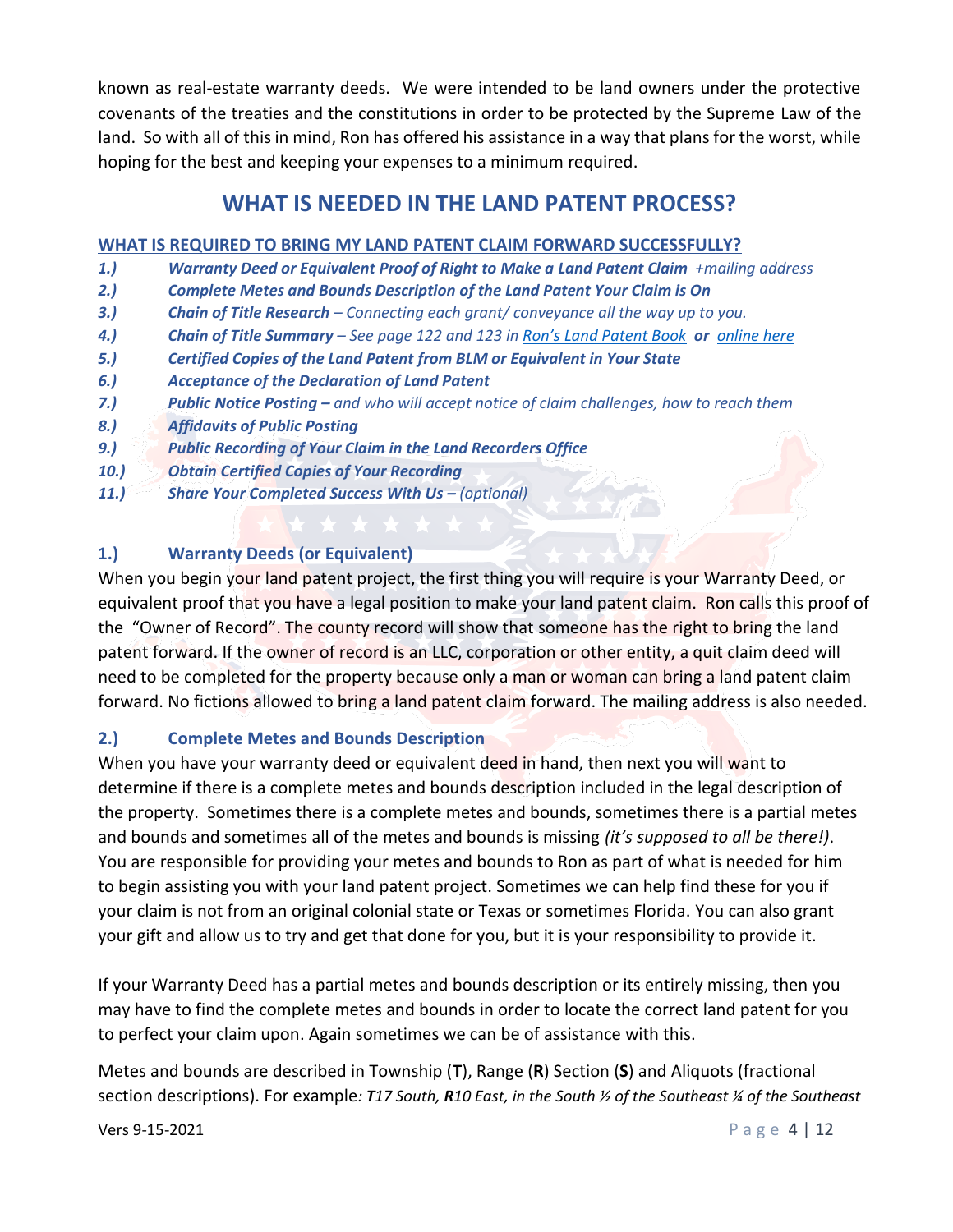known as real-estate warranty deeds. We were intended to be land owners under the protective covenants of the treaties and the constitutions in order to be protected by the Supreme Law of the land. So with all of this in mind, Ron has offered his assistance in a way that plans for the worst, while hoping for the best and keeping your expenses to a minimum required.

## WHAT IS NEEDED IN THE LAND PATENT PROCESS?

### WHAT IS REQUIRED TO BRING MY LAND PATENT CLAIM FORWARD SUCCESSFULLY?

1.) ***Warranty Deed or Equivalent Proof of Right to Make a Land Patent Claim*** *+mailing address*
2.) ***Complete Metes and Bounds Description of the Land Patent Your Claim is On***
3.) ***Chain of Title Research*** *– Connecting each grant/ conveyance all the way up to you.*
4.) ***Chain of Title Summary*** *– See page 122 and 123 in Ron's Land Patent Book* ***or*** *online here*
5.) ***Certified Copies of the Land Patent from BLM or Equivalent in Your State***
6.) ***Acceptance of the Declaration of Land Patent***
7.) ***Public Notice Posting –*** *and who will accept notice of claim challenges, how to reach them*
8.) ***Affidavits of Public Posting***
9.) ***Public Recording of Your Claim in the Land Recorders Office***
10.) ***Obtain Certified Copies of Your Recording***
11.) ***Share Your Completed Success With Us –*** *(optional)*

### 1.) Warranty Deeds (or Equivalent)

When you begin your land patent project, the first thing you will require is your Warranty Deed, or equivalent proof that you have a legal position to make your land patent claim. Ron calls this proof of the "Owner of Record". The county record will show that someone has the right to bring the land patent forward. If the owner of record is an LLC, corporation or other entity, a quit claim deed will need to be completed for the property because only a man or woman can bring a land patent claim forward. No fictions allowed to bring a land patent claim forward. The mailing address is also needed.

### 2.) Complete Metes and Bounds Description

When you have your warranty deed or equivalent deed in hand, then next you will want to determine if there is a complete metes and bounds description included in the legal description of the property. Sometimes there is a complete metes and bounds, sometimes there is a partial metes and bounds and sometimes all of the metes and bounds is missing *(it's supposed to all be there!)*. You are responsible for providing your metes and bounds to Ron as part of what is needed for him to begin assisting you with your land patent project. Sometimes we can help find these for you if your claim is not from an original colonial state or Texas or sometimes Florida. You can also grant your gift and allow us to try and get that done for you, but it is your responsibility to provide it.

If your Warranty Deed has a partial metes and bounds description or its entirely missing, then you may have to find the complete metes and bounds in order to locate the correct land patent for you to perfect your claim upon. Again sometimes we can be of assistance with this.

Metes and bounds are described in Township (**T**), Range (**R**) Section (**S**) and Aliquots (fractional section descriptions). For example*: **T**17 South, **R**10 East, in the South ½ of the Southeast ¼ of the Southeast*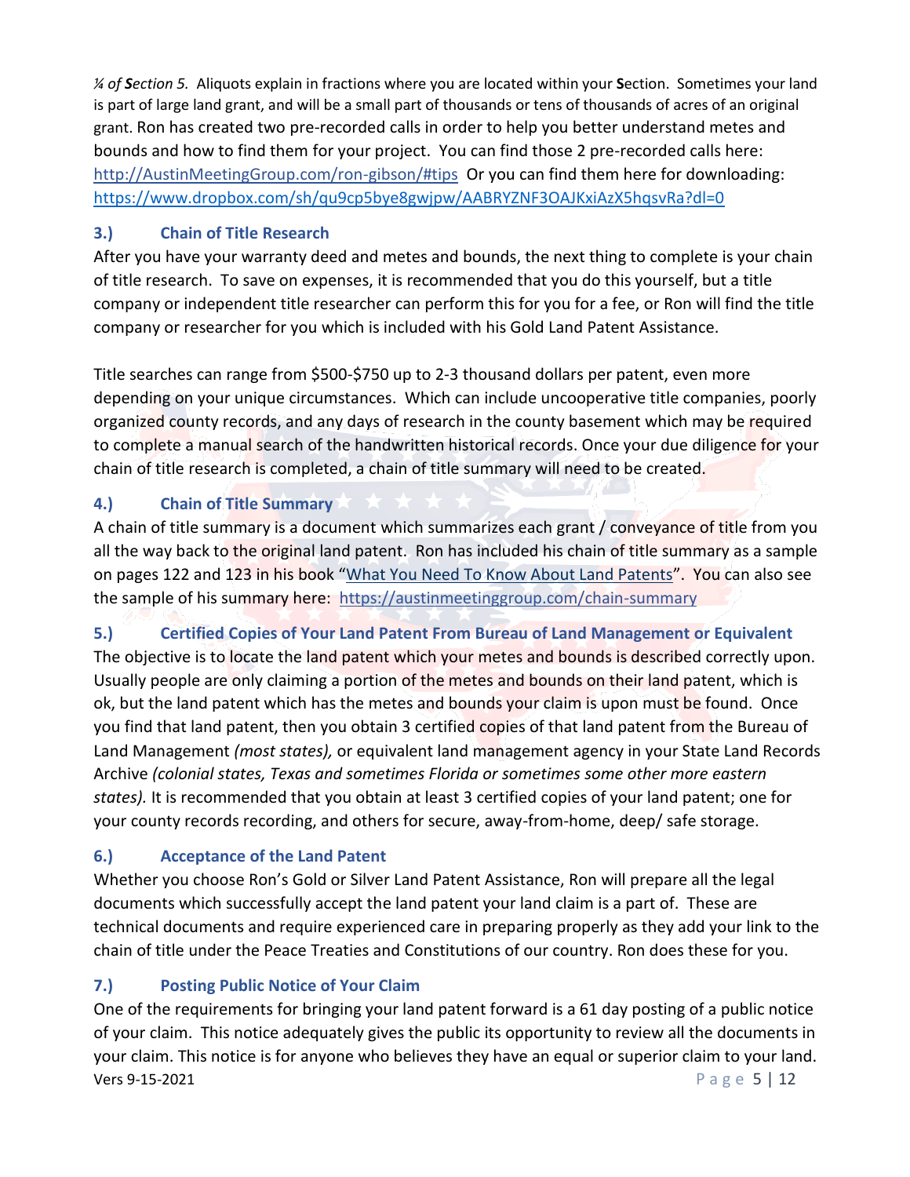*¼ of **S**ection 5.* Aliquots explain in fractions where you are located within your **S**ection. Sometimes your land is part of large land grant, and will be a small part of thousands or tens of thousands of acres of an original grant. Ron has created two pre-recorded calls in order to help you better understand metes and bounds and how to find them for your project. You can find those 2 pre-recorded calls here: [http://AustinMeetingGroup.com/ron-gibson/#tips](http://AustinMeetingGroup.com/ron-gibson/#tips) Or you can find them here for downloading: [https://www.dropbox.com/sh/qu9cp5bye8gwjpw/AABRYZNF3OAJKxiAzX5hqsvRa?dl=0](https://www.dropbox.com/sh/qu9cp5bye8gwjpw/AABRYZNF3OAJKxiAzX5hqsvRa?dl=0)

### 3.) Chain of Title Research

After you have your warranty deed and metes and bounds, the next thing to complete is your chain of title research. To save on expenses, it is recommended that you do this yourself, but a title company or independent title researcher can perform this for you for a fee, or Ron will find the title company or researcher for you which is included with his Gold Land Patent Assistance.

Title searches can range from $500-$750 up to 2-3 thousand dollars per patent, even more depending on your unique circumstances. Which can include uncooperative title companies, poorly organized county records, and any days of research in the county basement which may be required to complete a manual search of the handwritten historical records. Once your due diligence for your chain of title research is completed, a chain of title summary will need to be created.

### 4.) Chain of Title Summary

A chain of title summary is a document which summarizes each grant / conveyance of title from you all the way back to the original land patent. Ron has included his chain of title summary as a sample on pages 122 and 123 in his book "[What You Need To Know About Land Patents]()". You can also see the sample of his summary here: [https://austinmeetinggroup.com/chain-summary](https://austinmeetinggroup.com/chain-summary)

### 5.) Certified Copies of Your Land Patent From Bureau of Land Management or Equivalent

The objective is to locate the land patent which your metes and bounds is described correctly upon. Usually people are only claiming a portion of the metes and bounds on their land patent, which is ok, but the land patent which has the metes and bounds your claim is upon must be found. Once you find that land patent, then you obtain 3 certified copies of that land patent from the Bureau of Land Management *(most states),* or equivalent land management agency in your State Land Records Archive *(colonial states, Texas and sometimes Florida or sometimes some other more eastern states).* It is recommended that you obtain at least 3 certified copies of your land patent; one for your county records recording, and others for secure, away-from-home, deep/ safe storage.

### 6.) Acceptance of the Land Patent

Whether you choose Ron's Gold or Silver Land Patent Assistance, Ron will prepare all the legal documents which successfully accept the land patent your land claim is a part of. These are technical documents and require experienced care in preparing properly as they add your link to the chain of title under the Peace Treaties and Constitutions of our country. Ron does these for you.

### 7.) Posting Public Notice of Your Claim

One of the requirements for bringing your land patent forward is a 61 day posting of a public notice of your claim. This notice adequately gives the public its opportunity to review all the documents in your claim. This notice is for anyone who believes they have an equal or superior claim to your land.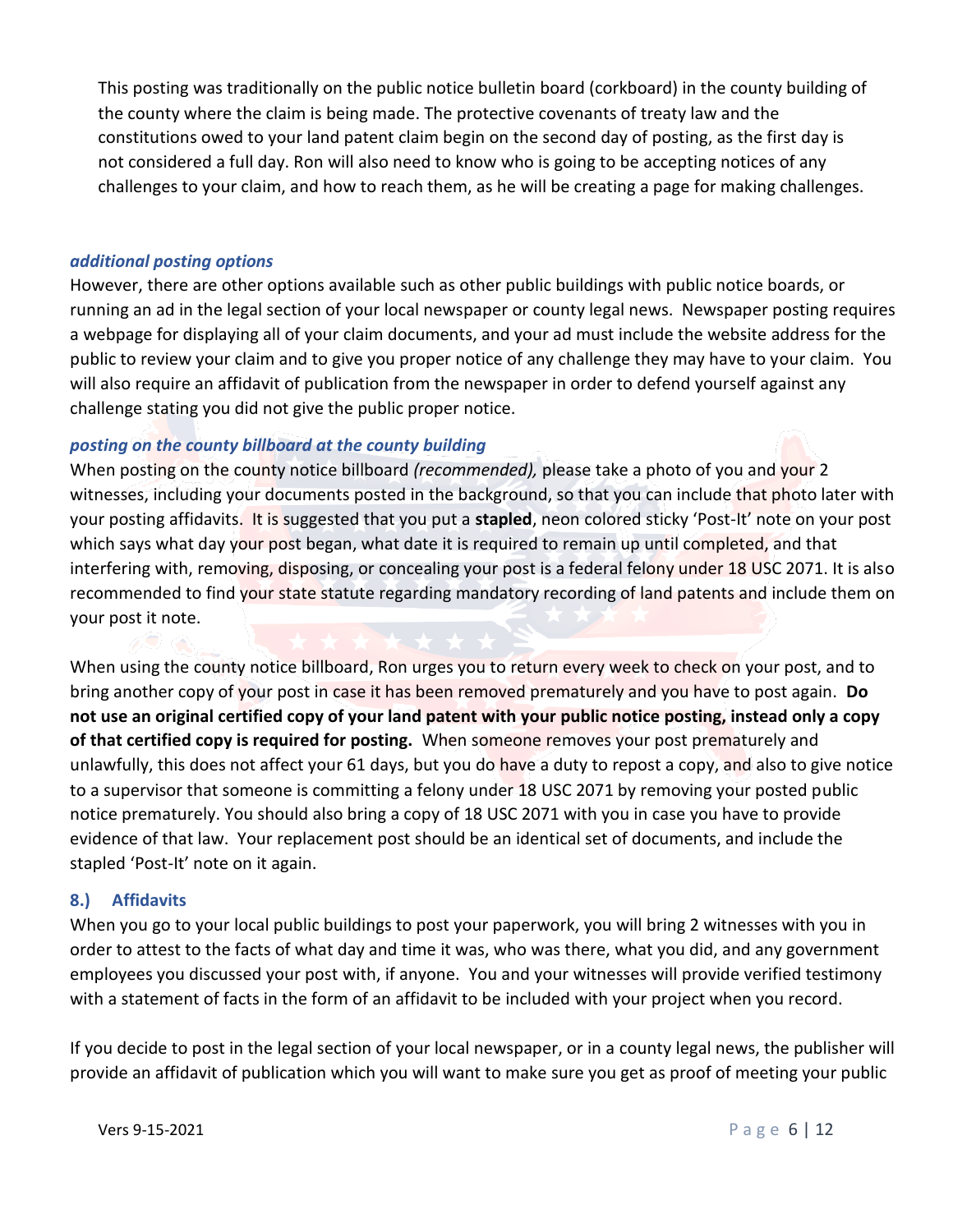This posting was traditionally on the public notice bulletin board (corkboard) in the county building of the county where the claim is being made. The protective covenants of treaty law and the constitutions owed to your land patent claim begin on the second day of posting, as the first day is not considered a full day. Ron will also need to know who is going to be accepting notices of any challenges to your claim, and how to reach them, as he will be creating a page for making challenges.

### *additional posting options*

However, there are other options available such as other public buildings with public notice boards, or running an ad in the legal section of your local newspaper or county legal news. Newspaper posting requires a webpage for displaying all of your claim documents, and your ad must include the website address for the public to review your claim and to give you proper notice of any challenge they may have to your claim. You will also require an affidavit of publication from the newspaper in order to defend yourself against any challenge stating you did not give the public proper notice.

### *posting on the county billboard at the county building*

When posting on the county notice billboard *(recommended),* please take a photo of you and your 2 witnesses, including your documents posted in the background, so that you can include that photo later with your posting affidavits. It is suggested that you put a **stapled**, neon colored sticky 'Post-It' note on your post which says what day your post began, what date it is required to remain up until completed, and that interfering with, removing, disposing, or concealing your post is a federal felony under 18 USC 2071. It is also recommended to find your state statute regarding mandatory recording of land patents and include them on your post it note.

When using the county notice billboard, Ron urges you to return every week to check on your post, and to bring another copy of your post in case it has been removed prematurely and you have to post again. **Do not use an original certified copy of your land patent with your public notice posting, instead only a copy of that certified copy is required for posting.** When someone removes your post prematurely and unlawfully, this does not affect your 61 days, but you do have a duty to repost a copy, and also to give notice to a supervisor that someone is committing a felony under 18 USC 2071 by removing your posted public notice prematurely. You should also bring a copy of 18 USC 2071 with you in case you have to provide evidence of that law. Your replacement post should be an identical set of documents, and include the stapled 'Post-It' note on it again.

## 8.) Affidavits

When you go to your local public buildings to post your paperwork, you will bring 2 witnesses with you in order to attest to the facts of what day and time it was, who was there, what you did, and any government employees you discussed your post with, if anyone. You and your witnesses will provide verified testimony with a statement of facts in the form of an affidavit to be included with your project when you record.

If you decide to post in the legal section of your local newspaper, or in a county legal news, the publisher will provide an affidavit of publication which you will want to make sure you get as proof of meeting your public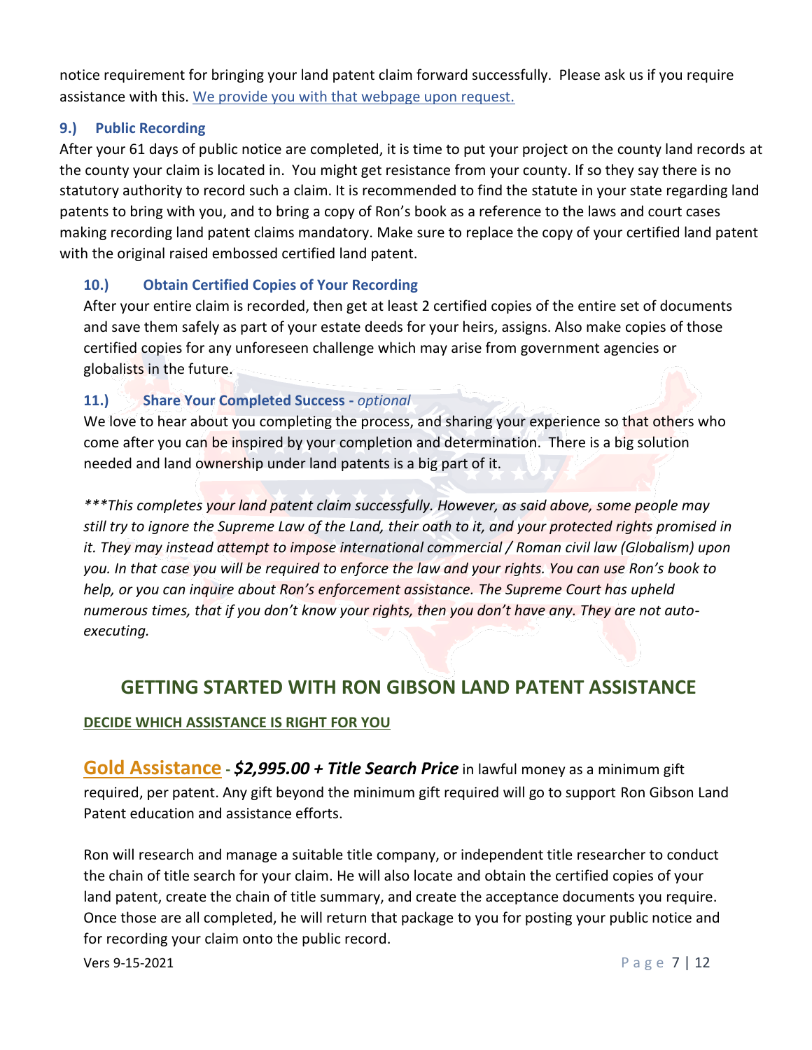notice requirement for bringing your land patent claim forward successfully. Please ask us if you require assistance with this. [We provide you with that webpage upon request.]

### 9.) Public Recording

After your 61 days of public notice are completed, it is time to put your project on the county land records at the county your claim is located in. You might get resistance from your county. If so they say there is no statutory authority to record such a claim. It is recommended to find the statute in your state regarding land patents to bring with you, and to bring a copy of Ron's book as a reference to the laws and court cases making recording land patent claims mandatory. Make sure to replace the copy of your certified land patent with the original raised embossed certified land patent.

### 10.) Obtain Certified Copies of Your Recording

After your entire claim is recorded, then get at least 2 certified copies of the entire set of documents and save them safely as part of your estate deeds for your heirs, assigns. Also make copies of those certified copies for any unforeseen challenge which may arise from government agencies or globalists in the future.

### 11.) Share Your Completed Success - *optional*

We love to hear about you completing the process, and sharing your experience so that others who come after you can be inspired by your completion and determination. There is a big solution needed and land ownership under land patents is a big part of it.

****This completes your land patent claim successfully. However, as said above, some people may still try to ignore the Supreme Law of the Land, their oath to it, and your protected rights promised in it. They may instead attempt to impose international commercial / Roman civil law (Globalism) upon you. In that case you will be required to enforce the law and your rights. You can use Ron's book to help, or you can inquire about Ron's enforcement assistance. The Supreme Court has upheld numerous times, that if you don't know your rights, then you don't have any. They are not auto-executing.*

## GETTING STARTED WITH RON GIBSON LAND PATENT ASSISTANCE

**DECIDE WHICH ASSISTANCE IS RIGHT FOR YOU**

**Gold Assistance** - ***$2,995.00 + Title Search Price*** in lawful money as a minimum gift required, per patent. Any gift beyond the minimum gift required will go to support Ron Gibson Land Patent education and assistance efforts.

Ron will research and manage a suitable title company, or independent title researcher to conduct the chain of title search for your claim. He will also locate and obtain the certified copies of your land patent, create the chain of title summary, and create the acceptance documents you require. Once those are all completed, he will return that package to you for posting your public notice and for recording your claim onto the public record.

Vers 9-15-2021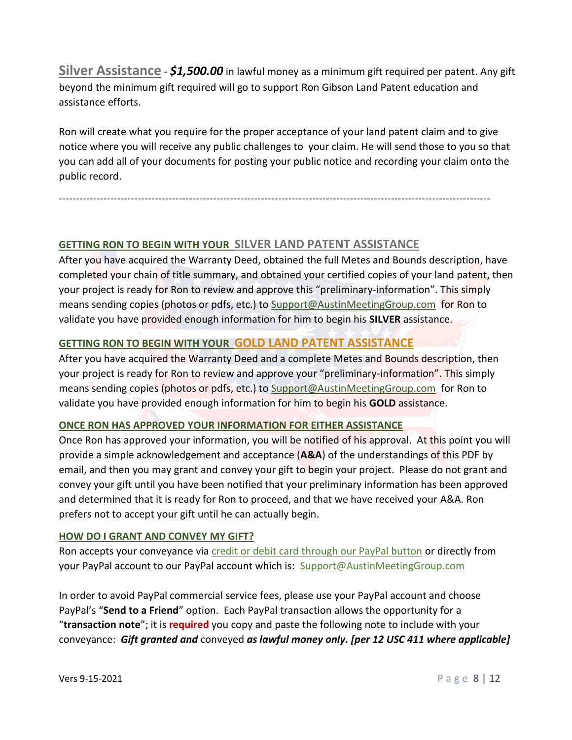**Silver Assistance** - ***$1,500.00*** in lawful money as a minimum gift required per patent. Any gift beyond the minimum gift required will go to support Ron Gibson Land Patent education and assistance efforts.

Ron will create what you require for the proper acceptance of your land patent claim and to give notice where you will receive any public challenges to your claim. He will send those to you so that you can add all of your documents for posting your public notice and recording your claim onto the public record.

---

### GETTING RON TO BEGIN WITH YOUR SILVER LAND PATENT ASSISTANCE

After you have acquired the Warranty Deed, obtained the full Metes and Bounds description, have completed your chain of title summary, and obtained your certified copies of your land patent, then your project is ready for Ron to review and approve this "preliminary-information". This simply means sending copies (photos or pdfs, etc.) to Support@AustinMeetingGroup.com for Ron to validate you have provided enough information for him to begin his **SILVER** assistance.

### GETTING RON TO BEGIN WITH YOUR GOLD LAND PATENT ASSISTANCE

After you have acquired the Warranty Deed and a complete Metes and Bounds description, then your project is ready for Ron to review and approve your "preliminary-information". This simply means sending copies (photos or pdfs, etc.) to Support@AustinMeetingGroup.com for Ron to validate you have provided enough information for him to begin his **GOLD** assistance.

### ONCE RON HAS APPROVED YOUR INFORMATION FOR EITHER ASSISTANCE

Once Ron has approved your information, you will be notified of his approval. At this point you will provide a simple acknowledgement and acceptance (**A&A**) of the understandings of this PDF by email, and then you may grant and convey your gift to begin your project. Please do not grant and convey your gift until you have been notified that your preliminary information has been approved and determined that it is ready for Ron to proceed, and that we have received your A&A. Ron prefers not to accept your gift until he can actually begin.

### HOW DO I GRANT AND CONVEY MY GIFT?

Ron accepts your conveyance via credit or debit card through our PayPal button or directly from your PayPal account to our PayPal account which is: Support@AustinMeetingGroup.com

In order to avoid PayPal commercial service fees, please use your PayPal account and choose PayPal's "**Send to a Friend**" option. Each PayPal transaction allows the opportunity for a "**transaction note**"; it is **required** you copy and paste the following note to include with your conveyance: ***Gift granted and*** conveyed ***as lawful money only. [per 12 USC 411 where applicable]***

Vers 9-15-2021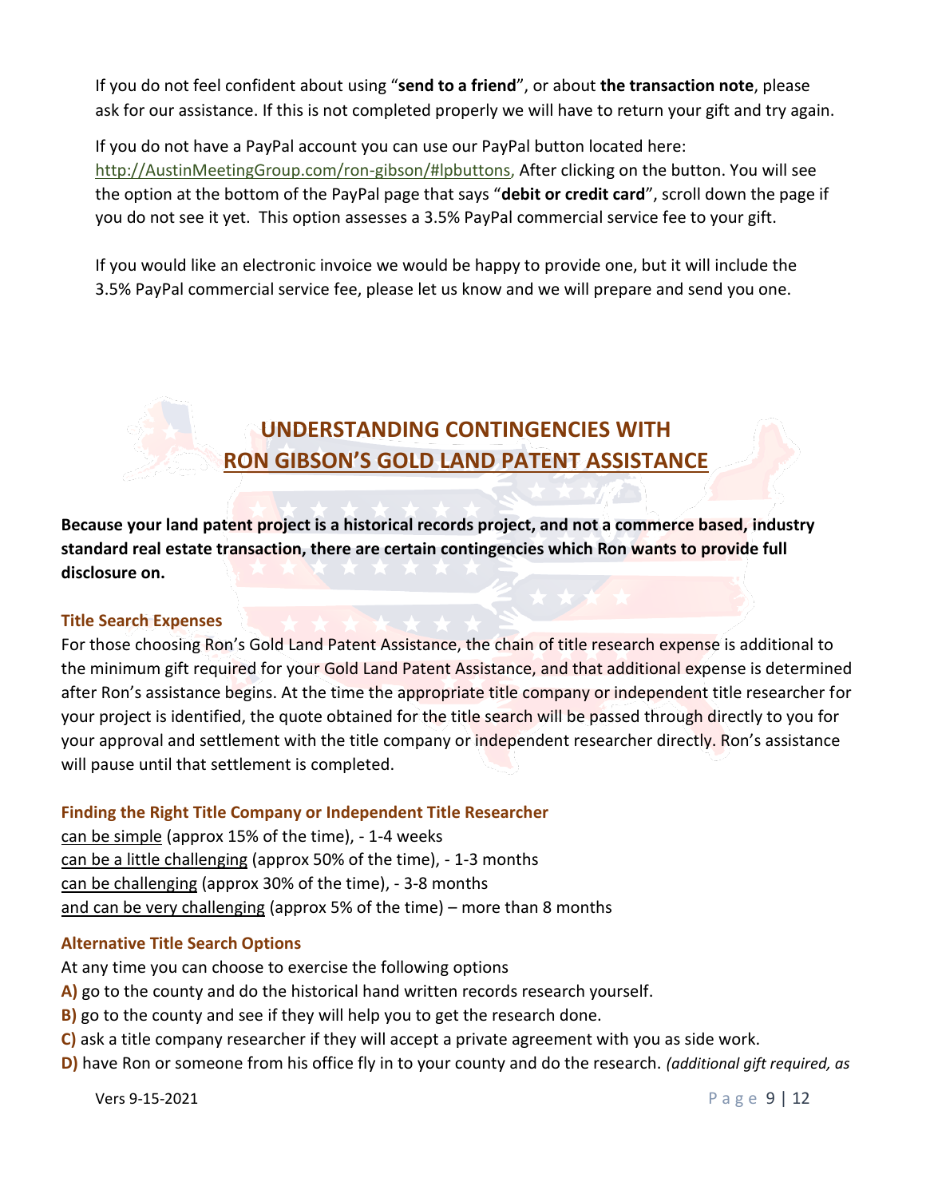If you do not feel confident about using "**send to a friend**", or about **the transaction note**, please ask for our assistance. If this is not completed properly we will have to return your gift and try again.

If you do not have a PayPal account you can use our PayPal button located here: http://AustinMeetingGroup.com/ron-gibson/#lpbuttons, After clicking on the button. You will see the option at the bottom of the PayPal page that says "**debit or credit card**", scroll down the page if you do not see it yet. This option assesses a 3.5% PayPal commercial service fee to your gift.

If you would like an electronic invoice we would be happy to provide one, but it will include the 3.5% PayPal commercial service fee, please let us know and we will prepare and send you one.

## UNDERSTANDING CONTINGENCIES WITH RON GIBSON'S GOLD LAND PATENT ASSISTANCE

**Because your land patent project is a historical records project, and not a commerce based, industry standard real estate transaction, there are certain contingencies which Ron wants to provide full disclosure on.**

### Title Search Expenses

For those choosing Ron's Gold Land Patent Assistance, the chain of title research expense is additional to the minimum gift required for your Gold Land Patent Assistance, and that additional expense is determined after Ron's assistance begins. At the time the appropriate title company or independent title researcher for your project is identified, the quote obtained for the title search will be passed through directly to you for your approval and settlement with the title company or independent researcher directly. Ron's assistance will pause until that settlement is completed.

### Finding the Right Title Company or Independent Title Researcher

<u>can be simple</u> (approx 15% of the time), - 1-4 weeks
<u>can be a little challenging</u> (approx 50% of the time), - 1-3 months
<u>can be challenging</u> (approx 30% of the time), - 3-8 months
<u>and can be very challenging</u> (approx 5% of the time) – more than 8 months

### Alternative Title Search Options

At any time you can choose to exercise the following options

**A)** go to the county and do the historical hand written records research yourself.
**B)** go to the county and see if they will help you to get the research done.
**C)** ask a title company researcher if they will accept a private agreement with you as side work.
**D)** have Ron or someone from his office fly in to your county and do the research. *(additional gift required, as*

Vers 9-15-2021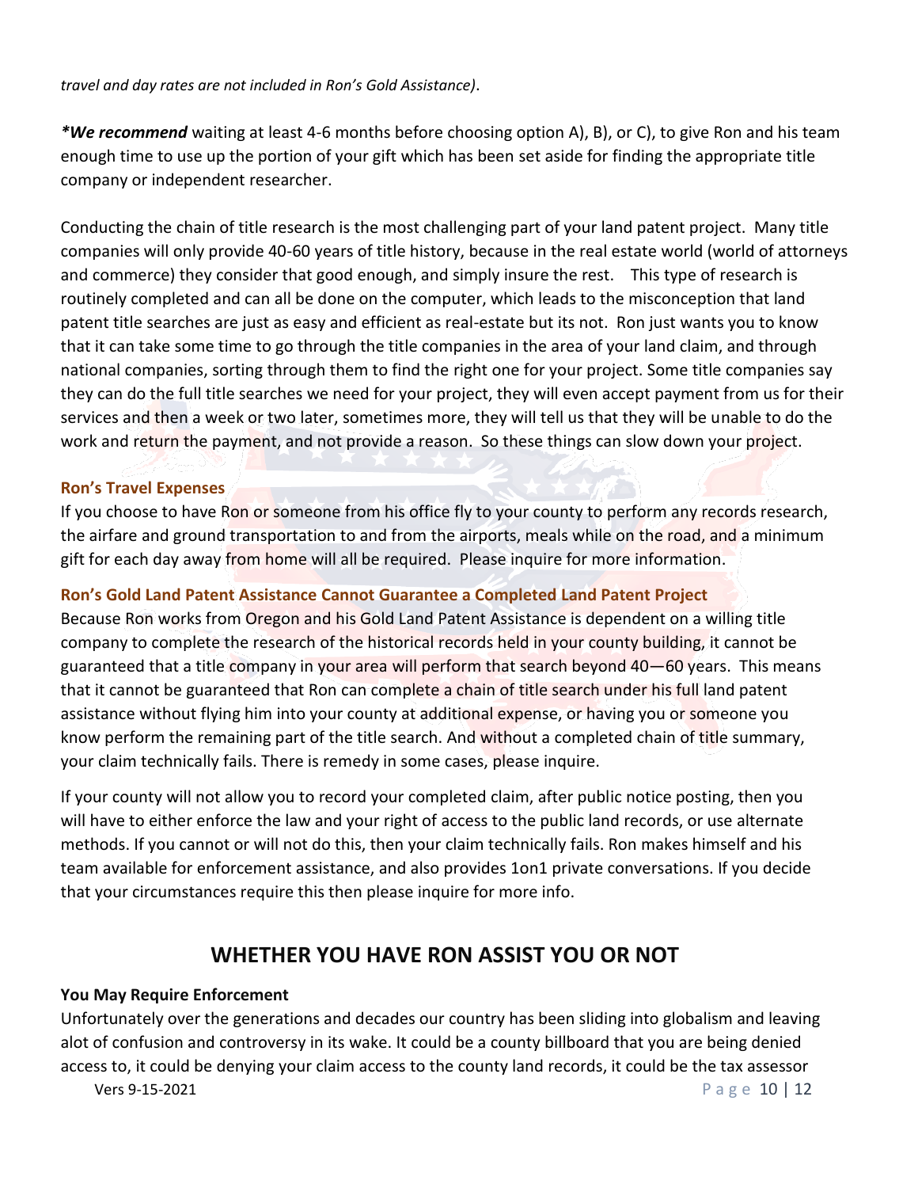*travel and day rates are not included in Ron's Gold Assistance)*.

***We recommend** waiting at least 4-6 months before choosing option A), B), or C), to give Ron and his team enough time to use up the portion of your gift which has been set aside for finding the appropriate title company or independent researcher.

Conducting the chain of title research is the most challenging part of your land patent project. Many title companies will only provide 40-60 years of title history, because in the real estate world (world of attorneys and commerce) they consider that good enough, and simply insure the rest. This type of research is routinely completed and can all be done on the computer, which leads to the misconception that land patent title searches are just as easy and efficient as real-estate but its not. Ron just wants you to know that it can take some time to go through the title companies in the area of your land claim, and through national companies, sorting through them to find the right one for your project. Some title companies say they can do the full title searches we need for your project, they will even accept payment from us for their services and then a week or two later, sometimes more, they will tell us that they will be unable to do the work and return the payment, and not provide a reason. So these things can slow down your project.

**Ron's Travel Expenses**

If you choose to have Ron or someone from his office fly to your county to perform any records research, the airfare and ground transportation to and from the airports, meals while on the road, and a minimum gift for each day away from home will all be required. Please inquire for more information.

**Ron's Gold Land Patent Assistance Cannot Guarantee a Completed Land Patent Project**

Because Ron works from Oregon and his Gold Land Patent Assistance is dependent on a willing title company to complete the research of the historical records held in your county building, it cannot be guaranteed that a title company in your area will perform that search beyond 40—60 years. This means that it cannot be guaranteed that Ron can complete a chain of title search under his full land patent assistance without flying him into your county at additional expense, or having you or someone you know perform the remaining part of the title search. And without a completed chain of title summary, your claim technically fails. There is remedy in some cases, please inquire.

If your county will not allow you to record your completed claim, after public notice posting, then you will have to either enforce the law and your right of access to the public land records, or use alternate methods. If you cannot or will not do this, then your claim technically fails. Ron makes himself and his team available for enforcement assistance, and also provides 1on1 private conversations. If you decide that your circumstances require this then please inquire for more info.

## WHETHER YOU HAVE RON ASSIST YOU OR NOT

**You May Require Enforcement**

Unfortunately over the generations and decades our country has been sliding into globalism and leaving alot of confusion and controversy in its wake. It could be a county billboard that you are being denied access to, it could be denying your claim access to the county land records, it could be the tax assessor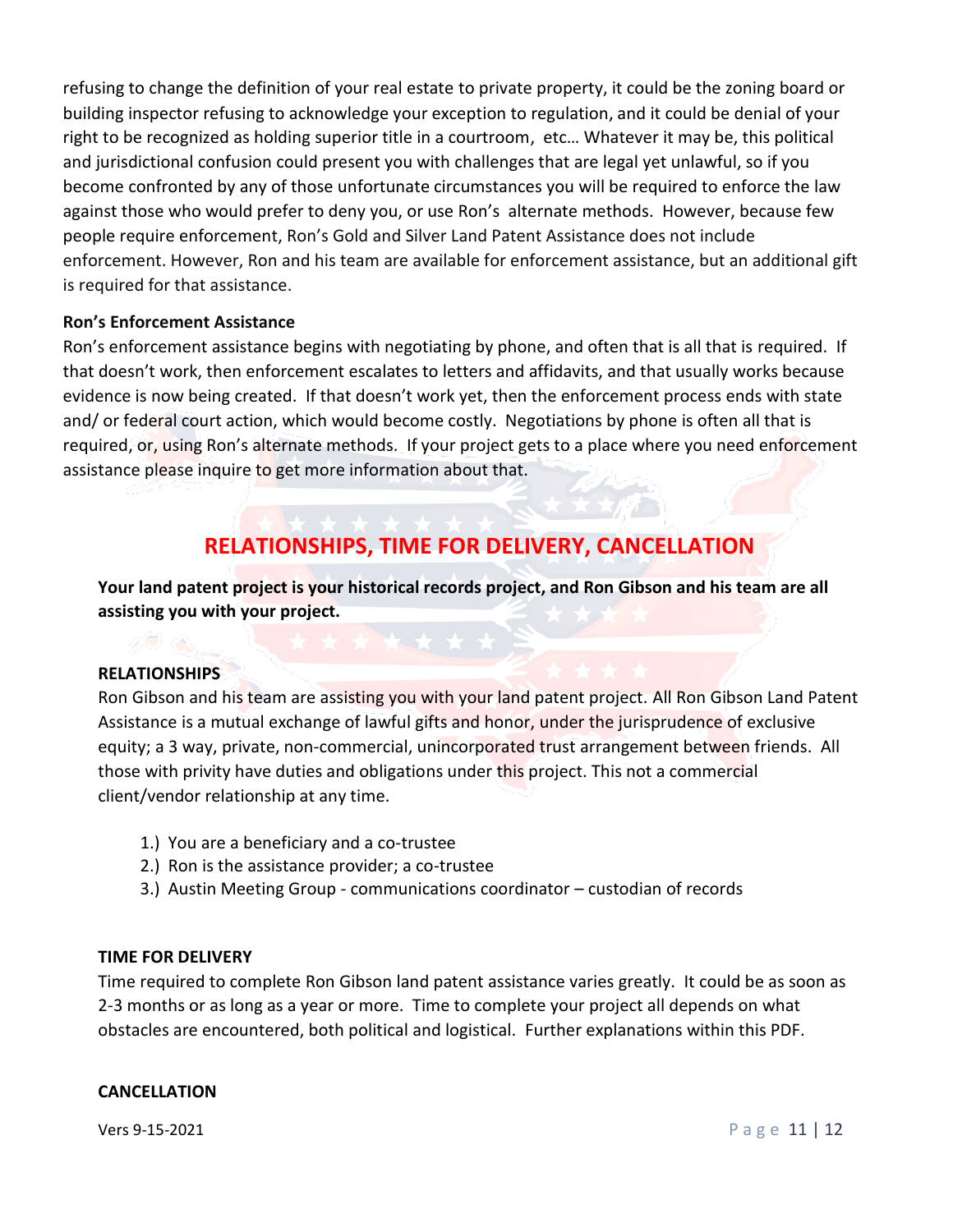refusing to change the definition of your real estate to private property, it could be the zoning board or building inspector refusing to acknowledge your exception to regulation, and it could be denial of your right to be recognized as holding superior title in a courtroom, etc… Whatever it may be, this political and jurisdictional confusion could present you with challenges that are legal yet unlawful, so if you become confronted by any of those unfortunate circumstances you will be required to enforce the law against those who would prefer to deny you, or use Ron's alternate methods. However, because few people require enforcement, Ron's Gold and Silver Land Patent Assistance does not include enforcement. However, Ron and his team are available for enforcement assistance, but an additional gift is required for that assistance.

**Ron's Enforcement Assistance**

Ron's enforcement assistance begins with negotiating by phone, and often that is all that is required. If that doesn't work, then enforcement escalates to letters and affidavits, and that usually works because evidence is now being created. If that doesn't work yet, then the enforcement process ends with state and/ or federal court action, which would become costly. Negotiations by phone is often all that is required, or, using Ron's alternate methods. If your project gets to a place where you need enforcement assistance please inquire to get more information about that.

## RELATIONSHIPS, TIME FOR DELIVERY, CANCELLATION

**Your land patent project is your historical records project, and Ron Gibson and his team are all assisting you with your project.**

**RELATIONSHIPS**

Ron Gibson and his team are assisting you with your land patent project. All Ron Gibson Land Patent Assistance is a mutual exchange of lawful gifts and honor, under the jurisprudence of exclusive equity; a 3 way, private, non-commercial, unincorporated trust arrangement between friends. All those with privity have duties and obligations under this project. This not a commercial client/vendor relationship at any time.

1.) You are a beneficiary and a co-trustee
2.) Ron is the assistance provider; a co-trustee
3.) Austin Meeting Group - communications coordinator – custodian of records

**TIME FOR DELIVERY**

Time required to complete Ron Gibson land patent assistance varies greatly. It could be as soon as 2-3 months or as long as a year or more. Time to complete your project all depends on what obstacles are encountered, both political and logistical. Further explanations within this PDF.

**CANCELLATION**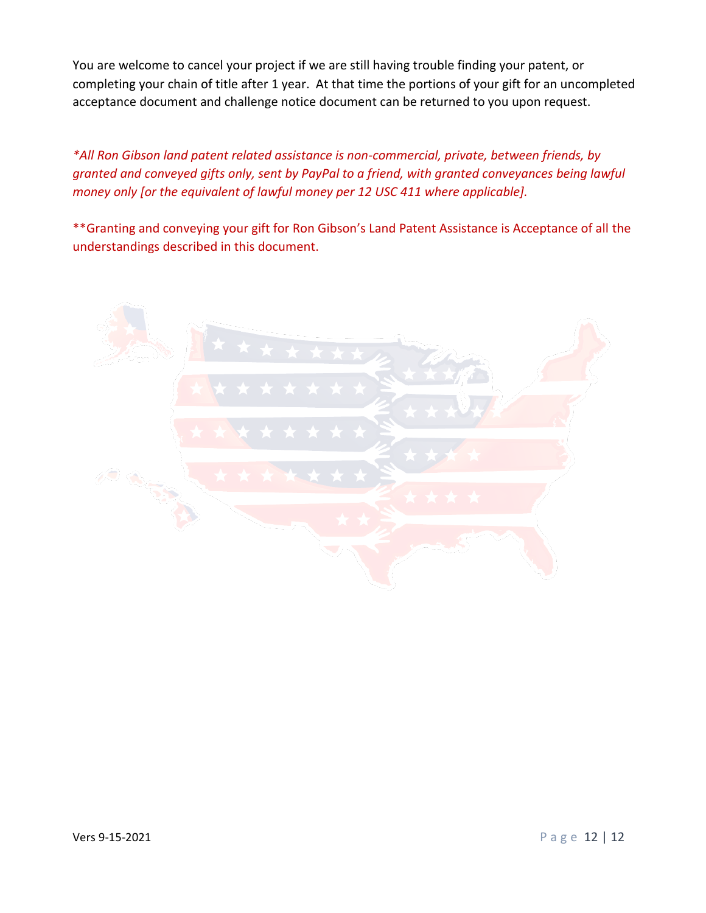You are welcome to cancel your project if we are still having trouble finding your patent, or completing your chain of title after 1 year. At that time the portions of your gift for an uncompleted acceptance document and challenge notice document can be returned to you upon request.

*\*All Ron Gibson land patent related assistance is non-commercial, private, between friends, by granted and conveyed gifts only, sent by PayPal to a friend, with granted conveyances being lawful money only [or the equivalent of lawful money per 12 USC 411 where applicable].*

**Granting and conveying your gift for Ron Gibson's Land Patent Assistance is Acceptance of all the understandings described in this document.

Vers 9-15-2021